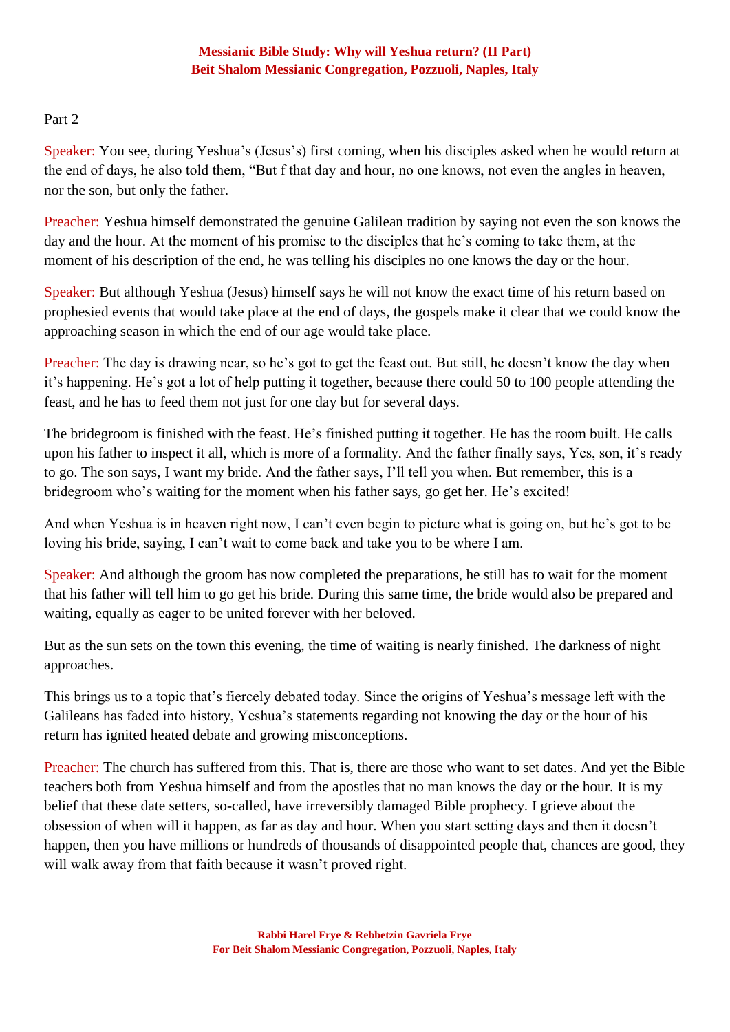**Messianic Bible Study: Why will Yeshua return? (II Part)**
**Beit Shalom Messianic Congregation, Pozzuoli, Naples, Italy**

Part 2

Speaker: You see, during Yeshua's (Jesus's) first coming, when his disciples asked when he would return at the end of days, he also told them, "But f that day and hour, no one knows, not even the angles in heaven, nor the son, but only the father.

Preacher: Yeshua himself demonstrated the genuine Galilean tradition by saying not even the son knows the day and the hour. At the moment of his promise to the disciples that he's coming to take them, at the moment of his description of the end, he was telling his disciples no one knows the day or the hour.

Speaker: But although Yeshua (Jesus) himself says he will not know the exact time of his return based on prophesied events that would take place at the end of days, the gospels make it clear that we could know the approaching season in which the end of our age would take place.

Preacher: The day is drawing near, so he's got to get the feast out. But still, he doesn't know the day when it's happening. He's got a lot of help putting it together, because there could 50 to 100 people attending the feast, and he has to feed them not just for one day but for several days.

The bridegroom is finished with the feast. He's finished putting it together. He has the room built. He calls upon his father to inspect it all, which is more of a formality. And the father finally says, Yes, son, it's ready to go. The son says, I want my bride. And the father says, I'll tell you when. But remember, this is a bridegroom who's waiting for the moment when his father says, go get her. He's excited!

And when Yeshua is in heaven right now, I can't even begin to picture what is going on, but he's got to be loving his bride, saying, I can't wait to come back and take you to be where I am.

Speaker: And although the groom has now completed the preparations, he still has to wait for the moment that his father will tell him to go get his bride. During this same time, the bride would also be prepared and waiting, equally as eager to be united forever with her beloved.

But as the sun sets on the town this evening, the time of waiting is nearly finished. The darkness of night approaches.

This brings us to a topic that's fiercely debated today. Since the origins of Yeshua's message left with the Galileans has faded into history, Yeshua's statements regarding not knowing the day or the hour of his return has ignited heated debate and growing misconceptions.

Preacher: The church has suffered from this. That is, there are those who want to set dates. And yet the Bible teachers both from Yeshua himself and from the apostles that no man knows the day or the hour. It is my belief that these date setters, so-called, have irreversibly damaged Bible prophecy. I grieve about the obsession of when will it happen, as far as day and hour. When you start setting days and then it doesn't happen, then you have millions or hundreds of thousands of disappointed people that, chances are good, they will walk away from that faith because it wasn't proved right.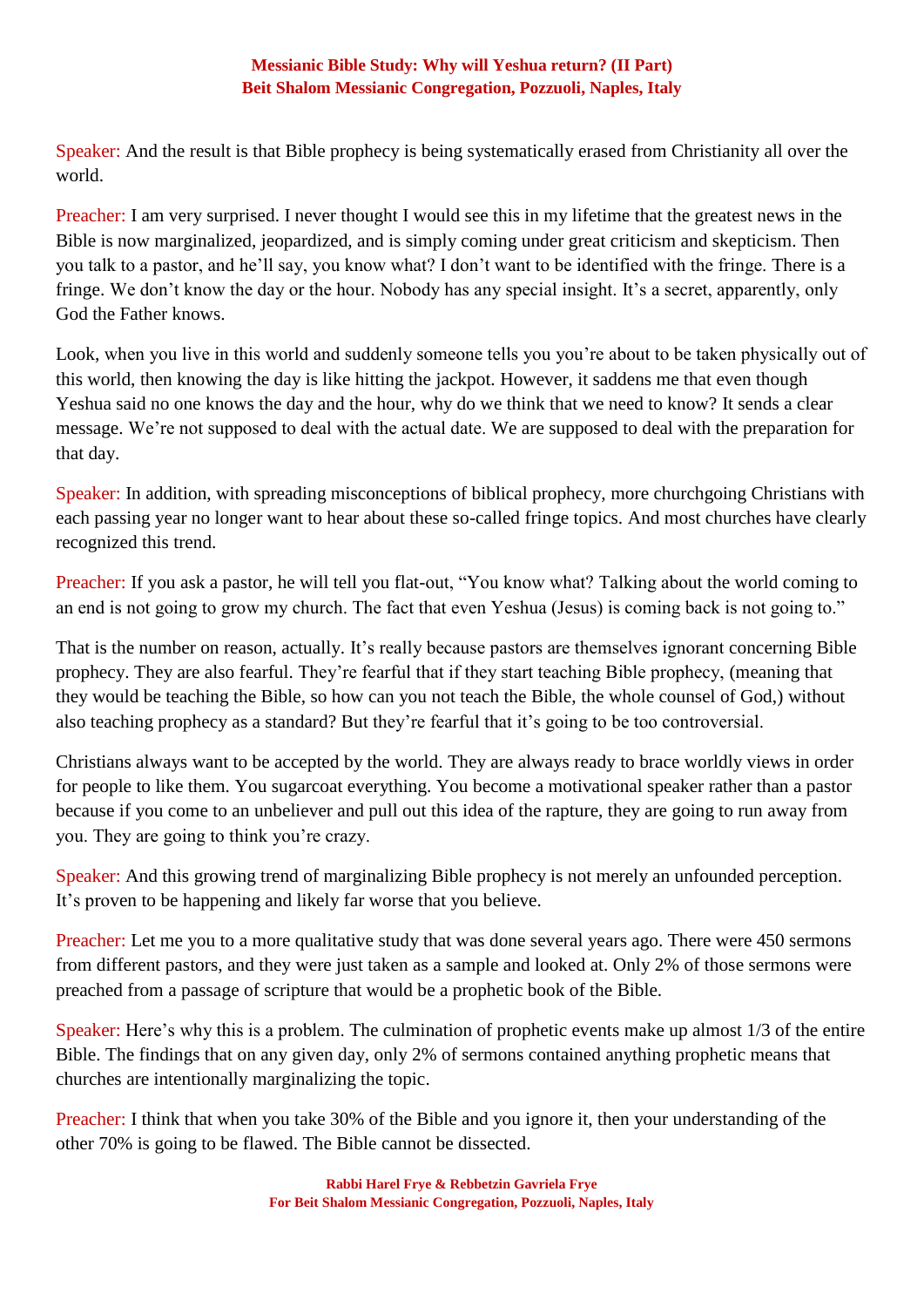Speaker: And the result is that Bible prophecy is being systematically erased from Christianity all over the world.

Preacher: I am very surprised. I never thought I would see this in my lifetime that the greatest news in the Bible is now marginalized, jeopardized, and is simply coming under great criticism and skepticism. Then you talk to a pastor, and he'll say, you know what? I don't want to be identified with the fringe. There is a fringe. We don't know the day or the hour. Nobody has any special insight. It's a secret, apparently, only God the Father knows.

Look, when you live in this world and suddenly someone tells you you're about to be taken physically out of this world, then knowing the day is like hitting the jackpot. However, it saddens me that even though Yeshua said no one knows the day and the hour, why do we think that we need to know? It sends a clear message. We're not supposed to deal with the actual date. We are supposed to deal with the preparation for that day.

Speaker: In addition, with spreading misconceptions of biblical prophecy, more churchgoing Christians with each passing year no longer want to hear about these so-called fringe topics. And most churches have clearly recognized this trend.

Preacher: If you ask a pastor, he will tell you flat-out, "You know what? Talking about the world coming to an end is not going to grow my church. The fact that even Yeshua (Jesus) is coming back is not going to."

That is the number on reason, actually. It's really because pastors are themselves ignorant concerning Bible prophecy. They are also fearful. They're fearful that if they start teaching Bible prophecy, (meaning that they would be teaching the Bible, so how can you not teach the Bible, the whole counsel of God,) without also teaching prophecy as a standard? But they're fearful that it's going to be too controversial.

Christians always want to be accepted by the world. They are always ready to brace worldly views in order for people to like them. You sugarcoat everything. You become a motivational speaker rather than a pastor because if you come to an unbeliever and pull out this idea of the rapture, they are going to run away from you. They are going to think you're crazy.

Speaker: And this growing trend of marginalizing Bible prophecy is not merely an unfounded perception. It's proven to be happening and likely far worse that you believe.

Preacher: Let me you to a more qualitative study that was done several years ago. There were 450 sermons from different pastors, and they were just taken as a sample and looked at. Only 2% of those sermons were preached from a passage of scripture that would be a prophetic book of the Bible.

Speaker: Here's why this is a problem. The culmination of prophetic events make up almost 1/3 of the entire Bible. The findings that on any given day, only 2% of sermons contained anything prophetic means that churches are intentionally marginalizing the topic.

Preacher: I think that when you take 30% of the Bible and you ignore it, then your understanding of the other 70% is going to be flawed. The Bible cannot be dissected.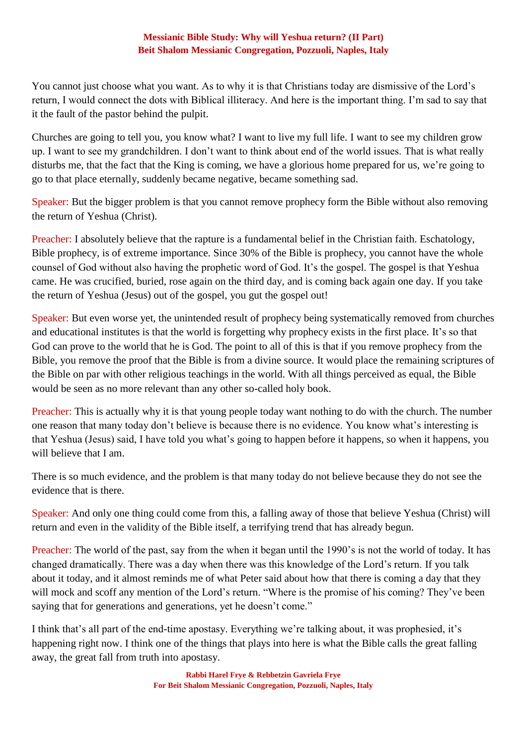You cannot just choose what you want. As to why it is that Christians today are dismissive of the Lord's return, I would connect the dots with Biblical illiteracy. And here is the important thing. I'm sad to say that it the fault of the pastor behind the pulpit.

Churches are going to tell you, you know what? I want to live my full life. I want to see my children grow up. I want to see my grandchildren. I don't want to think about end of the world issues. That is what really disturbs me, that the fact that the King is coming, we have a glorious home prepared for us, we're going to go to that place eternally, suddenly became negative, became something sad.

Speaker: But the bigger problem is that you cannot remove prophecy form the Bible without also removing the return of Yeshua (Christ).

Preacher: I absolutely believe that the rapture is a fundamental belief in the Christian faith. Eschatology, Bible prophecy, is of extreme importance. Since 30% of the Bible is prophecy, you cannot have the whole counsel of God without also having the prophetic word of God. It's the gospel. The gospel is that Yeshua came. He was crucified, buried, rose again on the third day, and is coming back again one day. If you take the return of Yeshua (Jesus) out of the gospel, you gut the gospel out!

Speaker: But even worse yet, the unintended result of prophecy being systematically removed from churches and educational institutes is that the world is forgetting why prophecy exists in the first place. It's so that God can prove to the world that he is God. The point to all of this is that if you remove prophecy from the Bible, you remove the proof that the Bible is from a divine source. It would place the remaining scriptures of the Bible on par with other religious teachings in the world. With all things perceived as equal, the Bible would be seen as no more relevant than any other so-called holy book.

Preacher: This is actually why it is that young people today want nothing to do with the church. The number one reason that many today don't believe is because there is no evidence. You know what's interesting is that Yeshua (Jesus) said, I have told you what's going to happen before it happens, so when it happens, you will believe that I am.

There is so much evidence, and the problem is that many today do not believe because they do not see the evidence that is there.

Speaker: And only one thing could come from this, a falling away of those that believe Yeshua (Christ) will return and even in the validity of the Bible itself, a terrifying trend that has already begun.

Preacher: The world of the past, say from the when it began until the 1990's is not the world of today. It has changed dramatically. There was a day when there was this knowledge of the Lord's return. If you talk about it today, and it almost reminds me of what Peter said about how that there is coming a day that they will mock and scoff any mention of the Lord's return. "Where is the promise of his coming? They've been saying that for generations and generations, yet he doesn't come."

I think that's all part of the end-time apostasy. Everything we're talking about, it was prophesied, it's happening right now. I think one of the things that plays into here is what the Bible calls the great falling away, the great fall from truth into apostasy.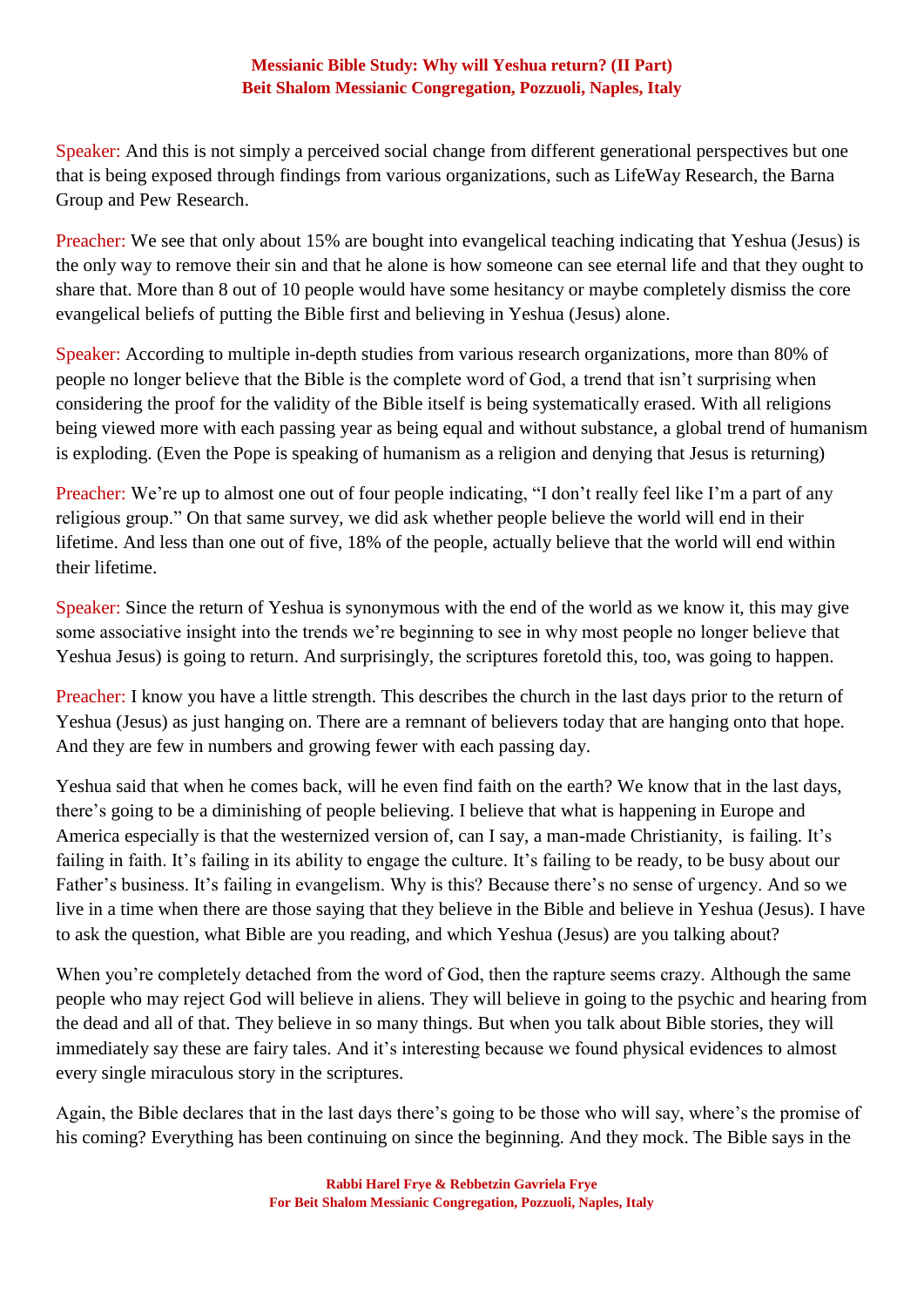Speaker: And this is not simply a perceived social change from different generational perspectives but one that is being exposed through findings from various organizations, such as LifeWay Research, the Barna Group and Pew Research.

Preacher: We see that only about 15% are bought into evangelical teaching indicating that Yeshua (Jesus) is the only way to remove their sin and that he alone is how someone can see eternal life and that they ought to share that. More than 8 out of 10 people would have some hesitancy or maybe completely dismiss the core evangelical beliefs of putting the Bible first and believing in Yeshua (Jesus) alone.

Speaker: According to multiple in-depth studies from various research organizations, more than 80% of people no longer believe that the Bible is the complete word of God, a trend that isn't surprising when considering the proof for the validity of the Bible itself is being systematically erased. With all religions being viewed more with each passing year as being equal and without substance, a global trend of humanism is exploding. (Even the Pope is speaking of humanism as a religion and denying that Jesus is returning)

Preacher: We're up to almost one out of four people indicating, "I don't really feel like I'm a part of any religious group." On that same survey, we did ask whether people believe the world will end in their lifetime. And less than one out of five, 18% of the people, actually believe that the world will end within their lifetime.

Speaker: Since the return of Yeshua is synonymous with the end of the world as we know it, this may give some associative insight into the trends we're beginning to see in why most people no longer believe that Yeshua Jesus) is going to return. And surprisingly, the scriptures foretold this, too, was going to happen.

Preacher: I know you have a little strength. This describes the church in the last days prior to the return of Yeshua (Jesus) as just hanging on. There are a remnant of believers today that are hanging onto that hope. And they are few in numbers and growing fewer with each passing day.

Yeshua said that when he comes back, will he even find faith on the earth? We know that in the last days, there's going to be a diminishing of people believing. I believe that what is happening in Europe and America especially is that the westernized version of, can I say, a man-made Christianity, is failing. It's failing in faith. It's failing in its ability to engage the culture. It's failing to be ready, to be busy about our Father's business. It's failing in evangelism. Why is this? Because there's no sense of urgency. And so we live in a time when there are those saying that they believe in the Bible and believe in Yeshua (Jesus). I have to ask the question, what Bible are you reading, and which Yeshua (Jesus) are you talking about?

When you're completely detached from the word of God, then the rapture seems crazy. Although the same people who may reject God will believe in aliens. They will believe in going to the psychic and hearing from the dead and all of that. They believe in so many things. But when you talk about Bible stories, they will immediately say these are fairy tales. And it's interesting because we found physical evidences to almost every single miraculous story in the scriptures.

Again, the Bible declares that in the last days there's going to be those who will say, where's the promise of his coming? Everything has been continuing on since the beginning. And they mock. The Bible says in the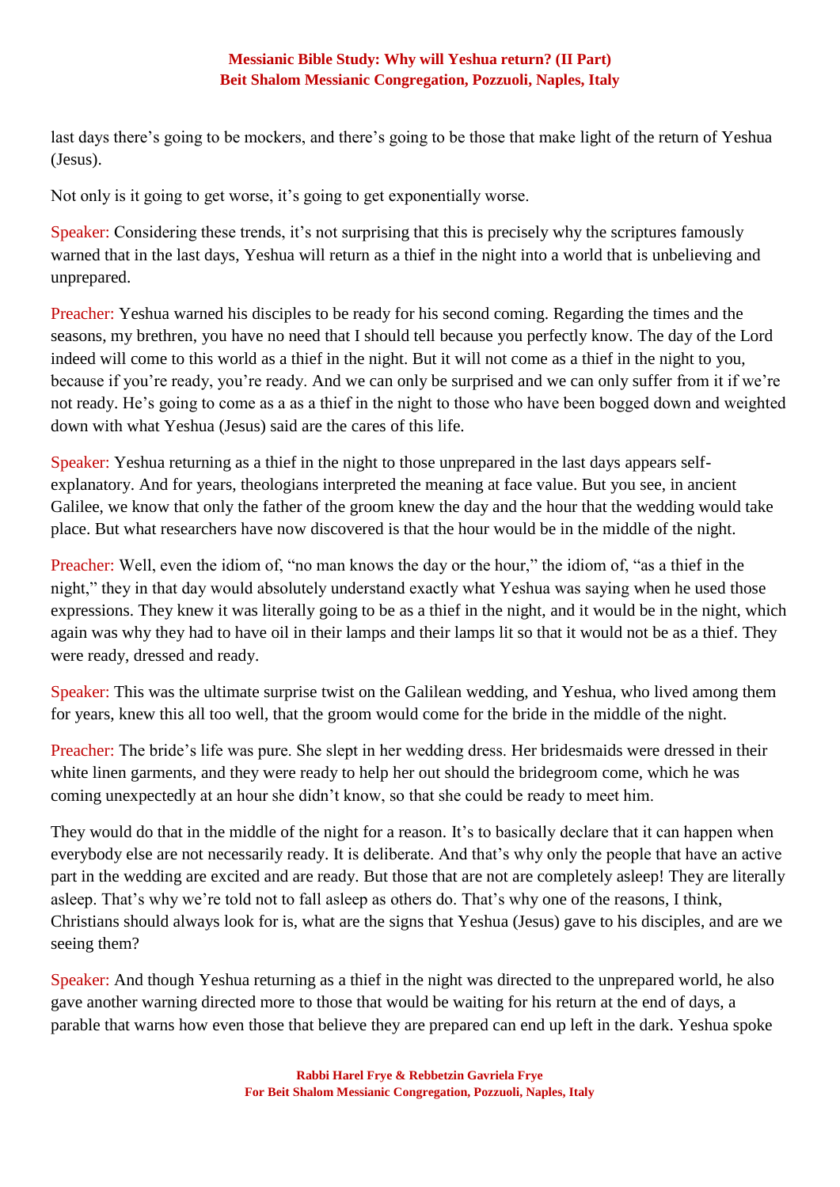last days there's going to be mockers, and there's going to be those that make light of the return of Yeshua (Jesus).

Not only is it going to get worse, it's going to get exponentially worse.

Speaker: Considering these trends, it's not surprising that this is precisely why the scriptures famously warned that in the last days, Yeshua will return as a thief in the night into a world that is unbelieving and unprepared.

Preacher: Yeshua warned his disciples to be ready for his second coming. Regarding the times and the seasons, my brethren, you have no need that I should tell because you perfectly know. The day of the Lord indeed will come to this world as a thief in the night. But it will not come as a thief in the night to you, because if you're ready, you're ready. And we can only be surprised and we can only suffer from it if we're not ready. He's going to come as a as a thief in the night to those who have been bogged down and weighted down with what Yeshua (Jesus) said are the cares of this life.

Speaker: Yeshua returning as a thief in the night to those unprepared in the last days appears self-explanatory. And for years, theologians interpreted the meaning at face value. But you see, in ancient Galilee, we know that only the father of the groom knew the day and the hour that the wedding would take place. But what researchers have now discovered is that the hour would be in the middle of the night.

Preacher: Well, even the idiom of, "no man knows the day or the hour," the idiom of, "as a thief in the night," they in that day would absolutely understand exactly what Yeshua was saying when he used those expressions. They knew it was literally going to be as a thief in the night, and it would be in the night, which again was why they had to have oil in their lamps and their lamps lit so that it would not be as a thief. They were ready, dressed and ready.

Speaker: This was the ultimate surprise twist on the Galilean wedding, and Yeshua, who lived among them for years, knew this all too well, that the groom would come for the bride in the middle of the night.

Preacher: The bride's life was pure. She slept in her wedding dress. Her bridesmaids were dressed in their white linen garments, and they were ready to help her out should the bridegroom come, which he was coming unexpectedly at an hour she didn't know, so that she could be ready to meet him.

They would do that in the middle of the night for a reason. It's to basically declare that it can happen when everybody else are not necessarily ready. It is deliberate. And that's why only the people that have an active part in the wedding are excited and are ready. But those that are not are completely asleep! They are literally asleep. That's why we're told not to fall asleep as others do. That's why one of the reasons, I think, Christians should always look for is, what are the signs that Yeshua (Jesus) gave to his disciples, and are we seeing them?

Speaker: And though Yeshua returning as a thief in the night was directed to the unprepared world, he also gave another warning directed more to those that would be waiting for his return at the end of days, a parable that warns how even those that believe they are prepared can end up left in the dark. Yeshua spoke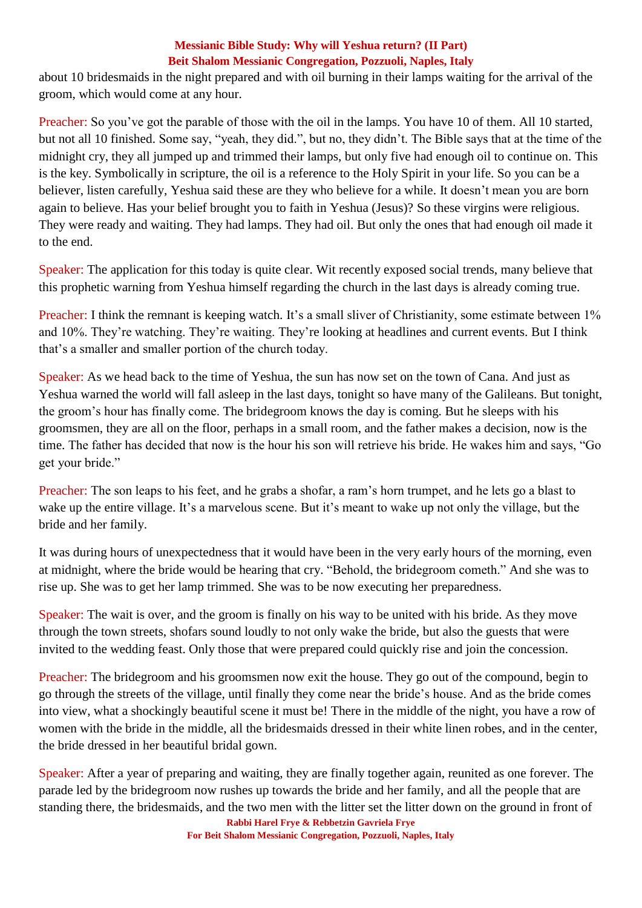about 10 bridesmaids in the night prepared and with oil burning in their lamps waiting for the arrival of the groom, which would come at any hour.

Preacher: So you've got the parable of those with the oil in the lamps. You have 10 of them. All 10 started, but not all 10 finished. Some say, "yeah, they did.", but no, they didn't. The Bible says that at the time of the midnight cry, they all jumped up and trimmed their lamps, but only five had enough oil to continue on. This is the key. Symbolically in scripture, the oil is a reference to the Holy Spirit in your life. So you can be a believer, listen carefully, Yeshua said these are they who believe for a while. It doesn't mean you are born again to believe. Has your belief brought you to faith in Yeshua (Jesus)? So these virgins were religious. They were ready and waiting. They had lamps. They had oil. But only the ones that had enough oil made it to the end.

Speaker: The application for this today is quite clear. Wit recently exposed social trends, many believe that this prophetic warning from Yeshua himself regarding the church in the last days is already coming true.

Preacher: I think the remnant is keeping watch. It's a small sliver of Christianity, some estimate between 1% and 10%. They're watching. They're waiting. They're looking at headlines and current events. But I think that's a smaller and smaller portion of the church today.

Speaker: As we head back to the time of Yeshua, the sun has now set on the town of Cana. And just as Yeshua warned the world will fall asleep in the last days, tonight so have many of the Galileans. But tonight, the groom's hour has finally come. The bridegroom knows the day is coming. But he sleeps with his groomsmen, they are all on the floor, perhaps in a small room, and the father makes a decision, now is the time. The father has decided that now is the hour his son will retrieve his bride. He wakes him and says, "Go get your bride."

Preacher: The son leaps to his feet, and he grabs a shofar, a ram's horn trumpet, and he lets go a blast to wake up the entire village. It's a marvelous scene. But it's meant to wake up not only the village, but the bride and her family.

It was during hours of unexpectedness that it would have been in the very early hours of the morning, even at midnight, where the bride would be hearing that cry. "Behold, the bridegroom cometh." And she was to rise up. She was to get her lamp trimmed. She was to be now executing her preparedness.

Speaker: The wait is over, and the groom is finally on his way to be united with his bride. As they move through the town streets, shofars sound loudly to not only wake the bride, but also the guests that were invited to the wedding feast. Only those that were prepared could quickly rise and join the concession.

Preacher: The bridegroom and his groomsmen now exit the house. They go out of the compound, begin to go through the streets of the village, until finally they come near the bride's house. And as the bride comes into view, what a shockingly beautiful scene it must be! There in the middle of the night, you have a row of women with the bride in the middle, all the bridesmaids dressed in their white linen robes, and in the center, the bride dressed in her beautiful bridal gown.

Speaker: After a year of preparing and waiting, they are finally together again, reunited as one forever. The parade led by the bridegroom now rushes up towards the bride and her family, and all the people that are standing there, the bridesmaids, and the two men with the litter set the litter down on the ground in front of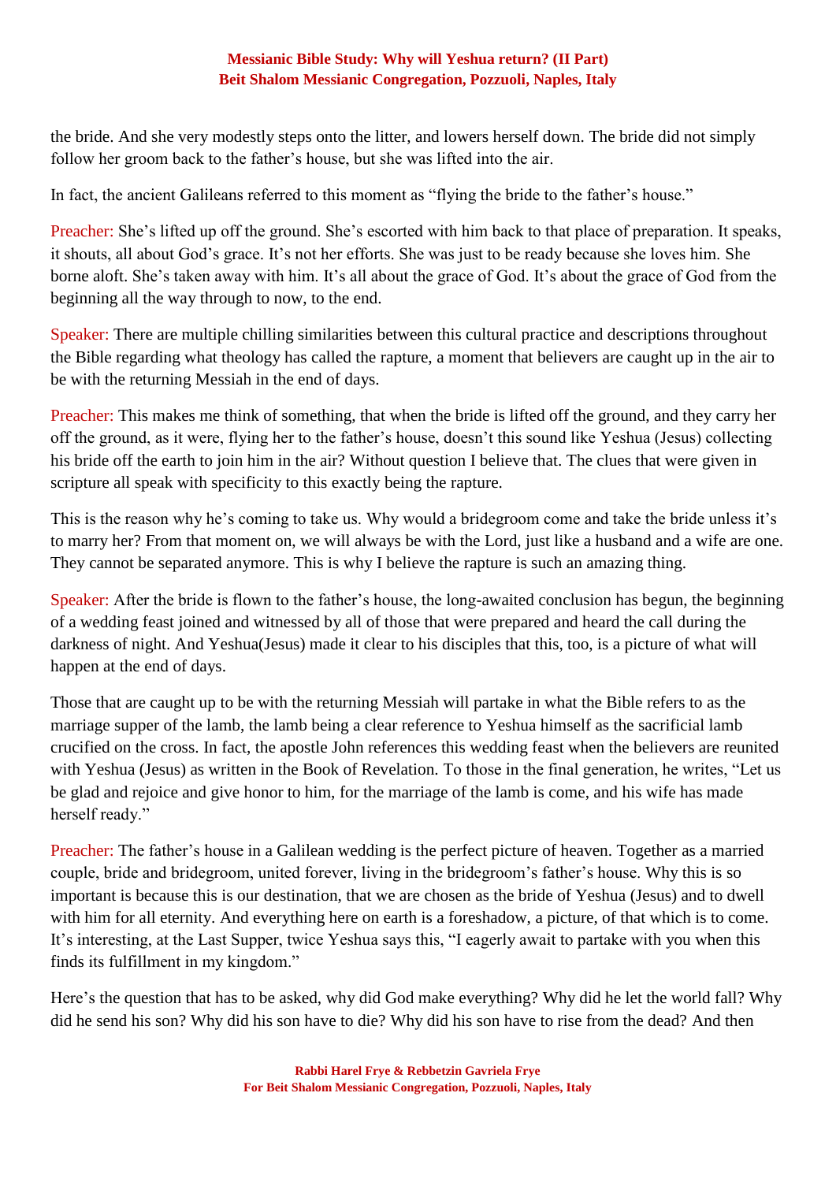the bride. And she very modestly steps onto the litter, and lowers herself down. The bride did not simply follow her groom back to the father's house, but she was lifted into the air.

In fact, the ancient Galileans referred to this moment as "flying the bride to the father's house."

Preacher: She's lifted up off the ground. She's escorted with him back to that place of preparation. It speaks, it shouts, all about God's grace. It's not her efforts. She was just to be ready because she loves him. She borne aloft. She's taken away with him. It's all about the grace of God. It's about the grace of God from the beginning all the way through to now, to the end.

Speaker: There are multiple chilling similarities between this cultural practice and descriptions throughout the Bible regarding what theology has called the rapture, a moment that believers are caught up in the air to be with the returning Messiah in the end of days.

Preacher: This makes me think of something, that when the bride is lifted off the ground, and they carry her off the ground, as it were, flying her to the father's house, doesn't this sound like Yeshua (Jesus) collecting his bride off the earth to join him in the air? Without question I believe that. The clues that were given in scripture all speak with specificity to this exactly being the rapture.

This is the reason why he's coming to take us. Why would a bridegroom come and take the bride unless it's to marry her? From that moment on, we will always be with the Lord, just like a husband and a wife are one. They cannot be separated anymore. This is why I believe the rapture is such an amazing thing.

Speaker: After the bride is flown to the father's house, the long-awaited conclusion has begun, the beginning of a wedding feast joined and witnessed by all of those that were prepared and heard the call during the darkness of night. And Yeshua(Jesus) made it clear to his disciples that this, too, is a picture of what will happen at the end of days.

Those that are caught up to be with the returning Messiah will partake in what the Bible refers to as the marriage supper of the lamb, the lamb being a clear reference to Yeshua himself as the sacrificial lamb crucified on the cross. In fact, the apostle John references this wedding feast when the believers are reunited with Yeshua (Jesus) as written in the Book of Revelation. To those in the final generation, he writes, "Let us be glad and rejoice and give honor to him, for the marriage of the lamb is come, and his wife has made herself ready."

Preacher: The father's house in a Galilean wedding is the perfect picture of heaven. Together as a married couple, bride and bridegroom, united forever, living in the bridegroom's father's house. Why this is so important is because this is our destination, that we are chosen as the bride of Yeshua (Jesus) and to dwell with him for all eternity. And everything here on earth is a foreshadow, a picture, of that which is to come. It's interesting, at the Last Supper, twice Yeshua says this, "I eagerly await to partake with you when this finds its fulfillment in my kingdom."

Here's the question that has to be asked, why did God make everything? Why did he let the world fall? Why did he send his son? Why did his son have to die? Why did his son have to rise from the dead? And then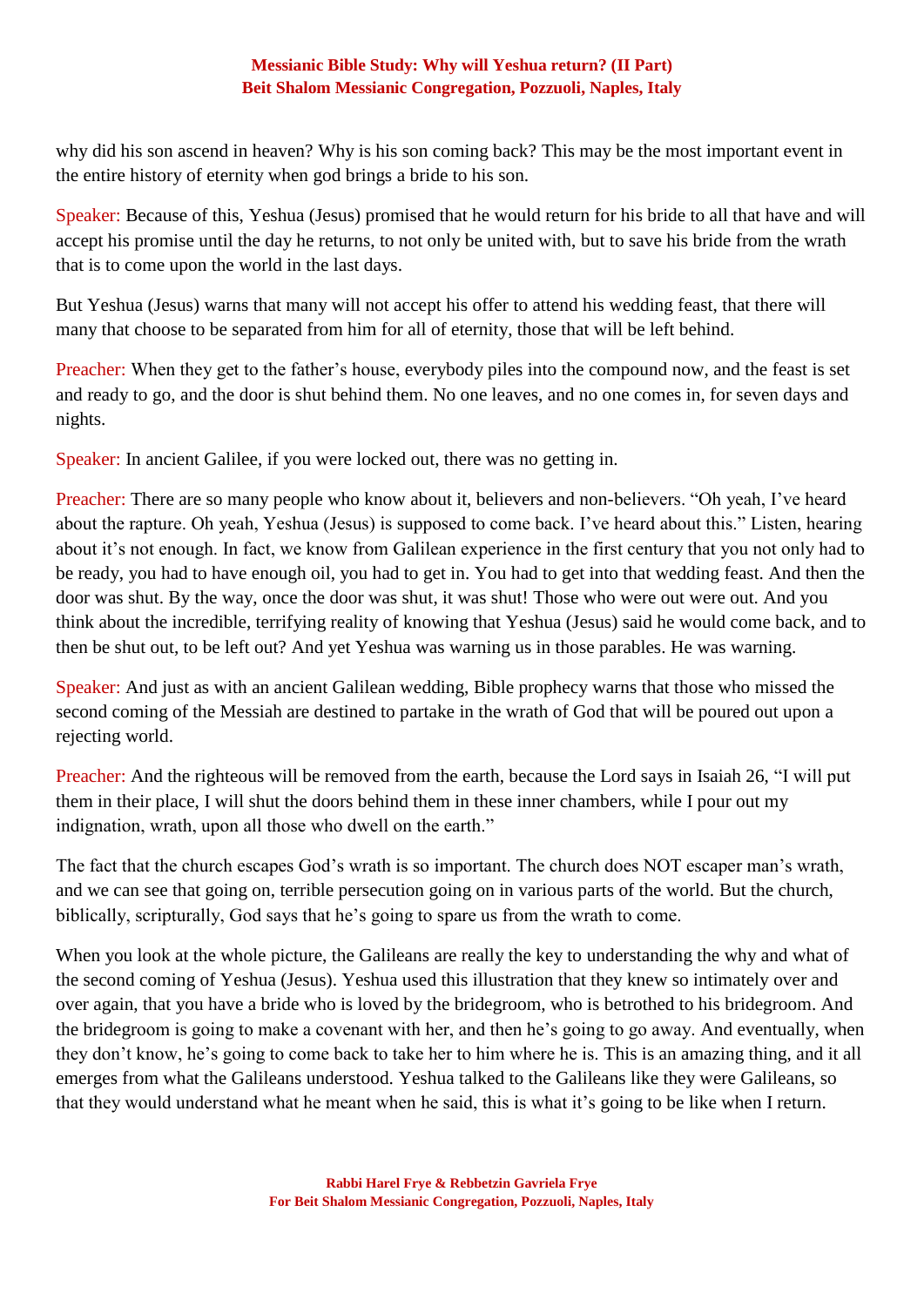why did his son ascend in heaven? Why is his son coming back? This may be the most important event in the entire history of eternity when god brings a bride to his son.

Speaker: Because of this, Yeshua (Jesus) promised that he would return for his bride to all that have and will accept his promise until the day he returns, to not only be united with, but to save his bride from the wrath that is to come upon the world in the last days.

But Yeshua (Jesus) warns that many will not accept his offer to attend his wedding feast, that there will many that choose to be separated from him for all of eternity, those that will be left behind.

Preacher: When they get to the father's house, everybody piles into the compound now, and the feast is set and ready to go, and the door is shut behind them. No one leaves, and no one comes in, for seven days and nights.

Speaker: In ancient Galilee, if you were locked out, there was no getting in.

Preacher: There are so many people who know about it, believers and non-believers. "Oh yeah, I've heard about the rapture. Oh yeah, Yeshua (Jesus) is supposed to come back. I've heard about this." Listen, hearing about it's not enough. In fact, we know from Galilean experience in the first century that you not only had to be ready, you had to have enough oil, you had to get in. You had to get into that wedding feast. And then the door was shut. By the way, once the door was shut, it was shut! Those who were out were out. And you think about the incredible, terrifying reality of knowing that Yeshua (Jesus) said he would come back, and to then be shut out, to be left out? And yet Yeshua was warning us in those parables. He was warning.

Speaker: And just as with an ancient Galilean wedding, Bible prophecy warns that those who missed the second coming of the Messiah are destined to partake in the wrath of God that will be poured out upon a rejecting world.

Preacher: And the righteous will be removed from the earth, because the Lord says in Isaiah 26, "I will put them in their place, I will shut the doors behind them in these inner chambers, while I pour out my indignation, wrath, upon all those who dwell on the earth."

The fact that the church escapes God's wrath is so important. The church does NOT escaper man's wrath, and we can see that going on, terrible persecution going on in various parts of the world. But the church, biblically, scripturally, God says that he's going to spare us from the wrath to come.

When you look at the whole picture, the Galileans are really the key to understanding the why and what of the second coming of Yeshua (Jesus). Yeshua used this illustration that they knew so intimately over and over again, that you have a bride who is loved by the bridegroom, who is betrothed to his bridegroom. And the bridegroom is going to make a covenant with her, and then he's going to go away. And eventually, when they don't know, he's going to come back to take her to him where he is. This is an amazing thing, and it all emerges from what the Galileans understood. Yeshua talked to the Galileans like they were Galileans, so that they would understand what he meant when he said, this is what it's going to be like when I return.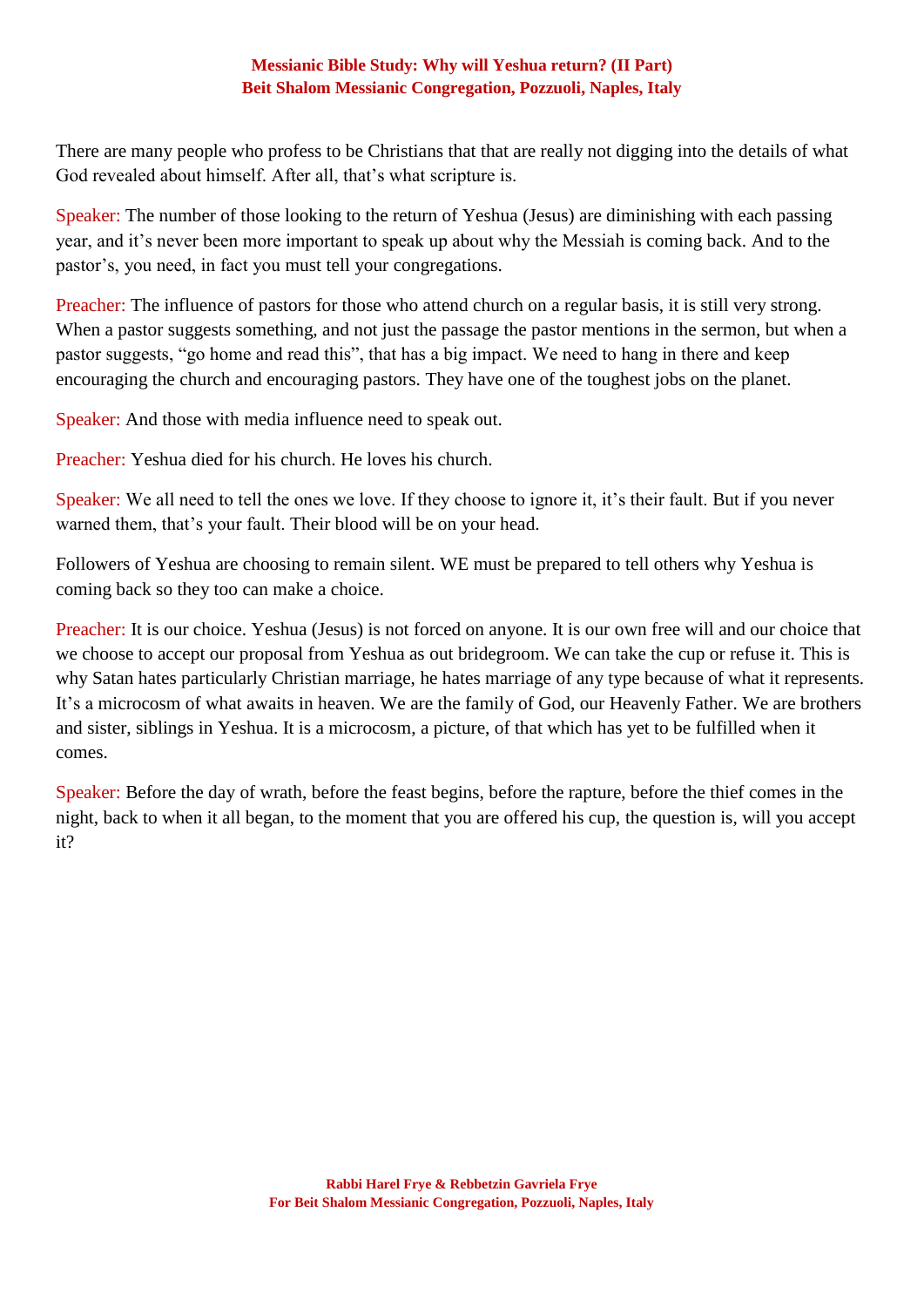There are many people who profess to be Christians that that are really not digging into the details of what God revealed about himself. After all, that's what scripture is.

Speaker: The number of those looking to the return of Yeshua (Jesus) are diminishing with each passing year, and it's never been more important to speak up about why the Messiah is coming back. And to the pastor's, you need, in fact you must tell your congregations.

Preacher: The influence of pastors for those who attend church on a regular basis, it is still very strong. When a pastor suggests something, and not just the passage the pastor mentions in the sermon, but when a pastor suggests, "go home and read this", that has a big impact. We need to hang in there and keep encouraging the church and encouraging pastors. They have one of the toughest jobs on the planet.

Speaker: And those with media influence need to speak out.

Preacher: Yeshua died for his church. He loves his church.

Speaker: We all need to tell the ones we love. If they choose to ignore it, it's their fault. But if you never warned them, that's your fault. Their blood will be on your head.

Followers of Yeshua are choosing to remain silent. WE must be prepared to tell others why Yeshua is coming back so they too can make a choice.

Preacher: It is our choice. Yeshua (Jesus) is not forced on anyone. It is our own free will and our choice that we choose to accept our proposal from Yeshua as out bridegroom. We can take the cup or refuse it. This is why Satan hates particularly Christian marriage, he hates marriage of any type because of what it represents. It's a microcosm of what awaits in heaven. We are the family of God, our Heavenly Father. We are brothers and sister, siblings in Yeshua. It is a microcosm, a picture, of that which has yet to be fulfilled when it comes.

Speaker: Before the day of wrath, before the feast begins, before the rapture, before the thief comes in the night, back to when it all began, to the moment that you are offered his cup, the question is, will you accept it?